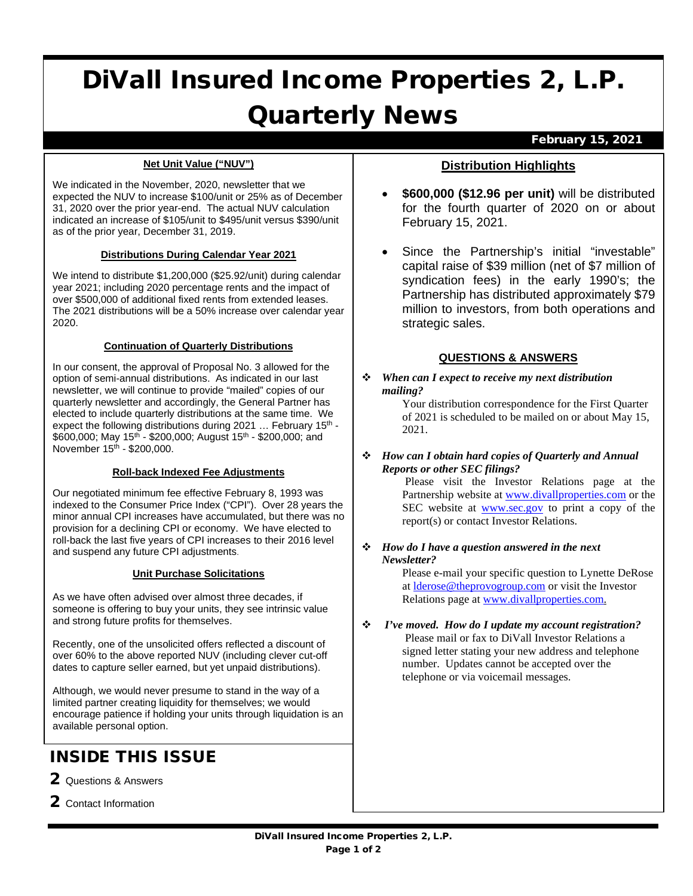# DiVall Insured Income Properties 2, L.P.
# Quarterly News

**February 15, 2021**

### Net Unit Value ("NUV")

We indicated in the November, 2020, newsletter that we expected the NUV to increase \$100/unit or 25% as of December 31, 2020 over the prior year-end. The actual NUV calculation indicated an increase of \$105/unit to \$495/unit versus \$390/unit as of the prior year, December 31, 2019.

### Distributions During Calendar Year 2021

We intend to distribute \$1,200,000 (\$25.92/unit) during calendar year 2021; including 2020 percentage rents and the impact of over \$500,000 of additional fixed rents from extended leases. The 2021 distributions will be a 50% increase over calendar year 2020.

### Continuation of Quarterly Distributions

In our consent, the approval of Proposal No. 3 allowed for the option of semi-annual distributions. As indicated in our last newsletter, we will continue to provide "mailed" copies of our quarterly newsletter and accordingly, the General Partner has elected to include quarterly distributions at the same time. We expect the following distributions during 2021 … February 15th - \$600,000; May 15th - \$200,000; August 15th - \$200,000; and November 15th - \$200,000.

### Roll-back Indexed Fee Adjustments

Our negotiated minimum fee effective February 8, 1993 was indexed to the Consumer Price Index ("CPI"). Over 28 years the minor annual CPI increases have accumulated, but there was no provision for a declining CPI or economy. We have elected to roll-back the last five years of CPI increases to their 2016 level and suspend any future CPI adjustments.

### Unit Purchase Solicitations

As we have often advised over almost three decades, if someone is offering to buy your units, they see intrinsic value and strong future profits for themselves.

Recently, one of the unsolicited offers reflected a discount of over 60% to the above reported NUV (including clever cut-off dates to capture seller earned, but yet unpaid distributions).

Although, we would never presume to stand in the way of a limited partner creating liquidity for themselves; we would encourage patience if holding your units through liquidation is an available personal option.

## INSIDE THIS ISSUE

**2** Questions & Answers

**2** Contact Information

### Distribution Highlights

- **\$600,000 (\$12.96 per unit)** will be distributed for the fourth quarter of 2020 on or about February 15, 2021.
- Since the Partnership's initial "investable" capital raise of \$39 million (net of \$7 million of syndication fees) in the early 1990's; the Partnership has distributed approximately \$79 million to investors, from both operations and strategic sales.

### QUESTIONS & ANSWERS

- ***When can I expect to receive my next distribution mailing?***

  Your distribution correspondence for the First Quarter of 2021 is scheduled to be mailed on or about May 15, 2021.

- ***How can I obtain hard copies of Quarterly and Annual Reports or other SEC filings?***

  Please visit the Investor Relations page at the Partnership website at www.divallproperties.com or the SEC website at www.sec.gov to print a copy of the report(s) or contact Investor Relations.

- ***How do I have a question answered in the next Newsletter?***

  Please e-mail your specific question to Lynette DeRose at lderose@theprovogroup.com or visit the Investor Relations page at www.divallproperties.com.

- ***I've moved. How do I update my account registration?***

  Please mail or fax to DiVall Investor Relations a signed letter stating your new address and telephone number. Updates cannot be accepted over the telephone or via voicemail messages.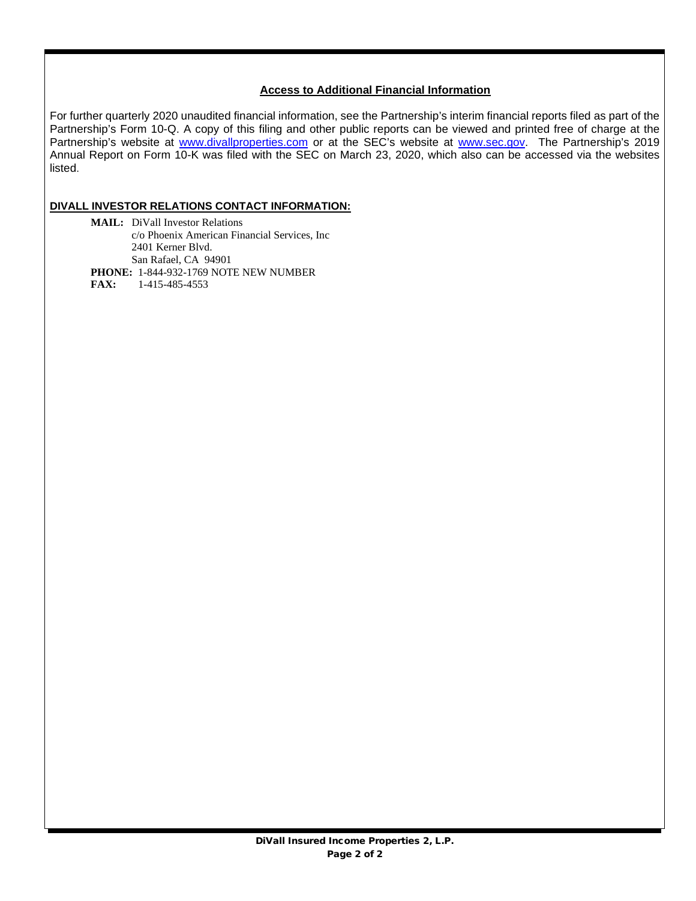## Access to Additional Financial Information

For further quarterly 2020 unaudited financial information, see the Partnership's interim financial reports filed as part of the Partnership's Form 10-Q. A copy of this filing and other public reports can be viewed and printed free of charge at the Partnership's website at www.divallproperties.com or at the SEC's website at www.sec.gov. The Partnership's 2019 Annual Report on Form 10-K was filed with the SEC on March 23, 2020, which also can be accessed via the websites listed.

**DIVALL INVESTOR RELATIONS CONTACT INFORMATION:**

**MAIL:** DiVall Investor Relations
c/o Phoenix American Financial Services, Inc
2401 Kerner Blvd.
San Rafael, CA 94901

**PHONE:** 1-844-932-1769 NOTE NEW NUMBER

**FAX:** 1-415-485-4553